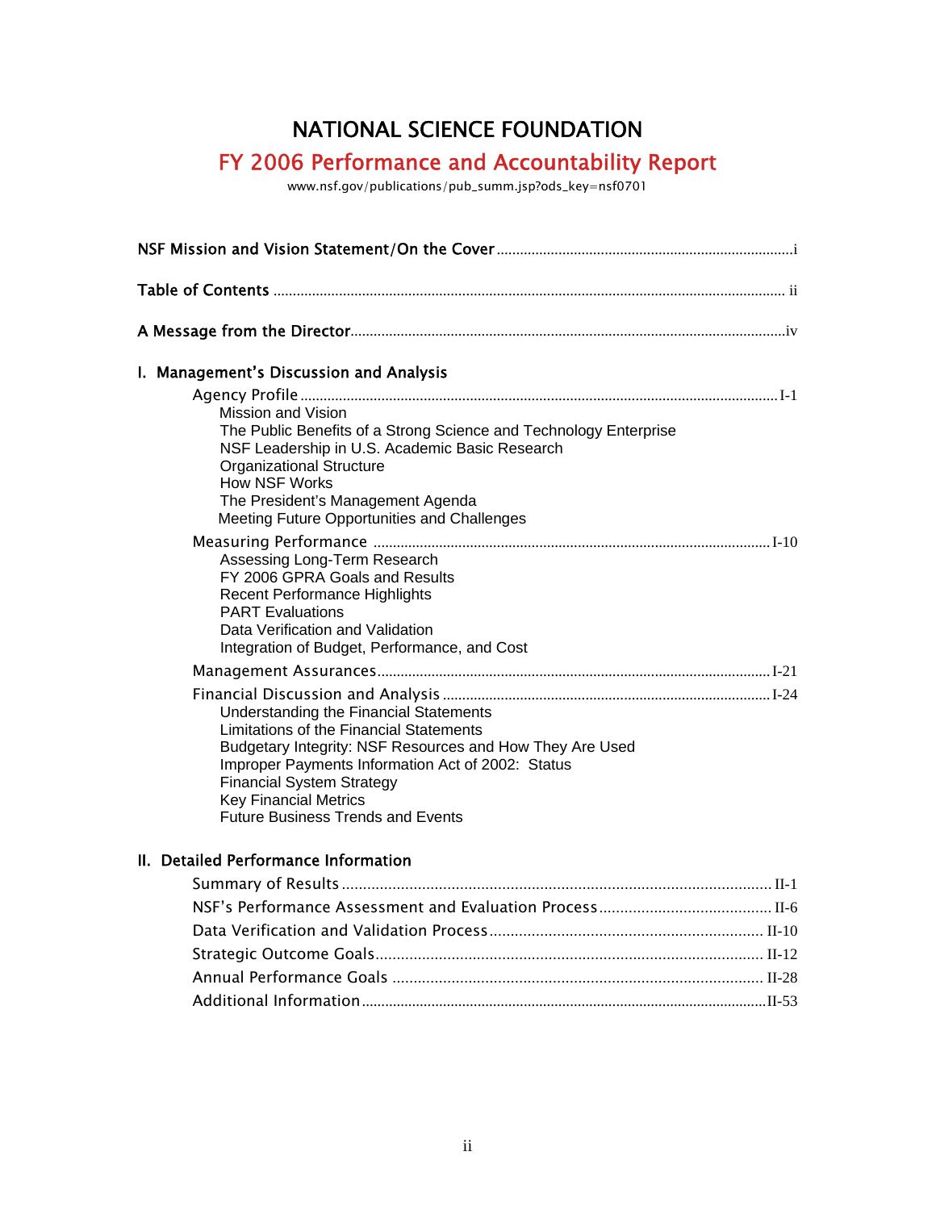# NATIONAL SCIENCE FOUNDATION

## FY 2006 Performance and Accountability Report

www.nsf.gov/publications/pub_summ.jsp?ods_key=nsf0701

**NSF Mission and Vision Statement/On the Cover** .................... i

**Table of Contents** .................... ii

**A Message from the Director** .................... iv

**I. Management's Discussion and Analysis**

- Agency Profile .................... I-1
  - Mission and Vision
  - The Public Benefits of a Strong Science and Technology Enterprise
  - NSF Leadership in U.S. Academic Basic Research
  - Organizational Structure
  - How NSF Works
  - The President's Management Agenda
  - Meeting Future Opportunities and Challenges
- Measuring Performance .................... I-10
  - Assessing Long-Term Research
  - FY 2006 GPRA Goals and Results
  - Recent Performance Highlights
  - PART Evaluations
  - Data Verification and Validation
  - Integration of Budget, Performance, and Cost
- Management Assurances .................... I-21
- Financial Discussion and Analysis .................... I-24
  - Understanding the Financial Statements
  - Limitations of the Financial Statements
  - Budgetary Integrity: NSF Resources and How They Are Used
  - Improper Payments Information Act of 2002: Status
  - Financial System Strategy
  - Key Financial Metrics
  - Future Business Trends and Events

**II. Detailed Performance Information**

- Summary of Results .................... II-1
- NSF's Performance Assessment and Evaluation Process .................... II-6
- Data Verification and Validation Process .................... II-10
- Strategic Outcome Goals .................... II-12
- Annual Performance Goals .................... II-28
- Additional Information .................... II-53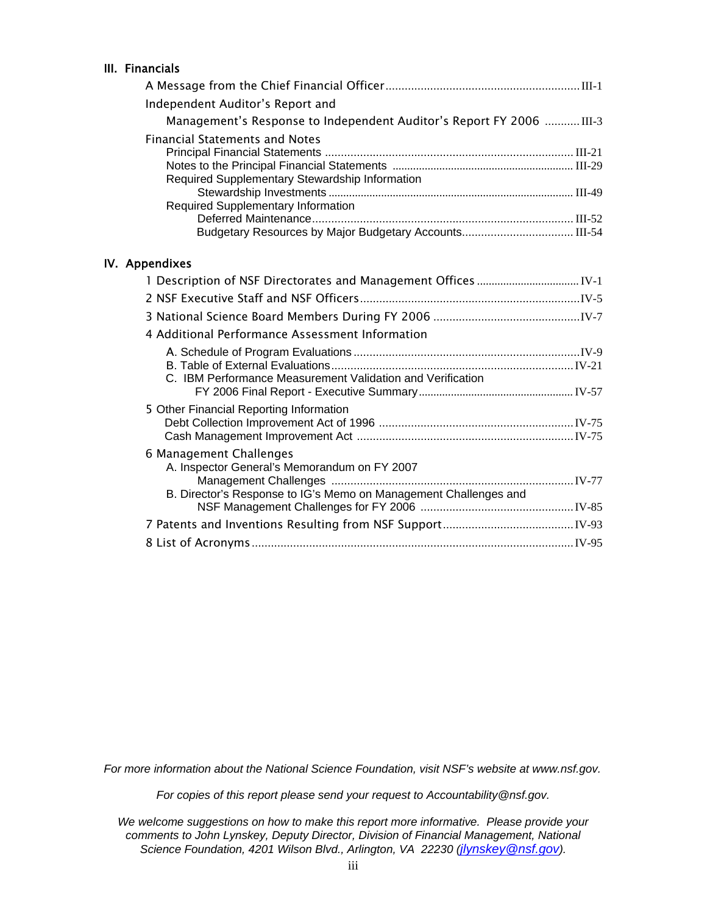## III. Financials

A Message from the Chief Financial Officer ........ III-1

Independent Auditor's Report and

Management's Response to Independent Auditor's Report FY 2006 ........ III-3

Financial Statements and Notes

- Principal Financial Statements ........ III-21
- Notes to the Principal Financial Statements ........ III-29
- Required Supplementary Stewardship Information
  - Stewardship Investments ........ III-49
- Required Supplementary Information
  - Deferred Maintenance ........ III-52
  - Budgetary Resources by Major Budgetary Accounts ........ III-54

## IV. Appendixes

1 Description of NSF Directorates and Management Offices ........ IV-1

2 NSF Executive Staff and NSF Officers ........ IV-5

3 National Science Board Members During FY 2006 ........ IV-7

4 Additional Performance Assessment Information

- A. Schedule of Program Evaluations ........ IV-9
- B. Table of External Evaluations ........ IV-21
- C. IBM Performance Measurement Validation and Verification FY 2006 Final Report - Executive Summary ........ IV-57

5 Other Financial Reporting Information

- Debt Collection Improvement Act of 1996 ........ IV-75
- Cash Management Improvement Act ........ IV-75

6 Management Challenges

- A. Inspector General's Memorandum on FY 2007 Management Challenges ........ IV-77
- B. Director's Response to IG's Memo on Management Challenges and NSF Management Challenges for FY 2006 ........ IV-85

7 Patents and Inventions Resulting from NSF Support ........ IV-93

8 List of Acronyms ........ IV-95

*For more information about the National Science Foundation, visit NSF's website at www.nsf.gov.*

*For copies of this report please send your request to Accountability@nsf.gov.*

*We welcome suggestions on how to make this report more informative. Please provide your comments to John Lynskey, Deputy Director, Division of Financial Management, National Science Foundation, 4201 Wilson Blvd., Arlington, VA 22230 (jlynskey@nsf.gov).*